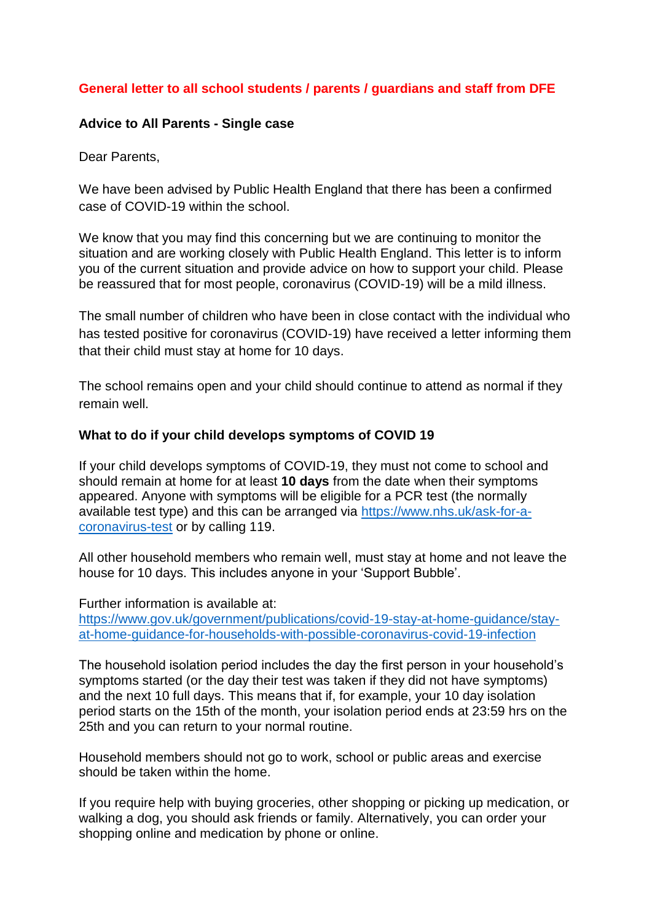## General letter to all school students / parents / guardians and staff from DFE

### Advice to All Parents - Single case

Dear Parents,

We have been advised by Public Health England that there has been a confirmed case of COVID-19 within the school.

We know that you may find this concerning but we are continuing to monitor the situation and are working closely with Public Health England. This letter is to inform you of the current situation and provide advice on how to support your child. Please be reassured that for most people, coronavirus (COVID-19) will be a mild illness.

The small number of children who have been in close contact with the individual who has tested positive for coronavirus (COVID-19) have received a letter informing them that their child must stay at home for 10 days.

The school remains open and your child should continue to attend as normal if they remain well.

### What to do if your child develops symptoms of COVID 19

If your child develops symptoms of COVID-19, they must not come to school and should remain at home for at least **10 days** from the date when their symptoms appeared. Anyone with symptoms will be eligible for a PCR test (the normally available test type) and this can be arranged via [https://www.nhs.uk/ask-for-a-coronavirus-test](https://www.nhs.uk/ask-for-a-coronavirus-test) or by calling 119.

All other household members who remain well, must stay at home and not leave the house for 10 days. This includes anyone in your 'Support Bubble'.

Further information is available at:
[https://www.gov.uk/government/publications/covid-19-stay-at-home-guidance/stay-at-home-guidance-for-households-with-possible-coronavirus-covid-19-infection](https://www.gov.uk/government/publications/covid-19-stay-at-home-guidance/stay-at-home-guidance-for-households-with-possible-coronavirus-covid-19-infection)

The household isolation period includes the day the first person in your household's symptoms started (or the day their test was taken if they did not have symptoms) and the next 10 full days. This means that if, for example, your 10 day isolation period starts on the 15th of the month, your isolation period ends at 23:59 hrs on the 25th and you can return to your normal routine.

Household members should not go to work, school or public areas and exercise should be taken within the home.

If you require help with buying groceries, other shopping or picking up medication, or walking a dog, you should ask friends or family. Alternatively, you can order your shopping online and medication by phone or online.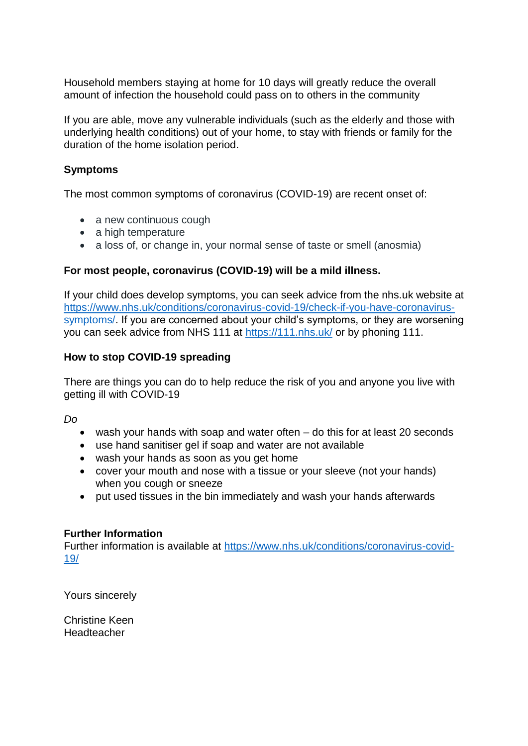Household members staying at home for 10 days will greatly reduce the overall amount of infection the household could pass on to others in the community

If you are able, move any vulnerable individuals (such as the elderly and those with underlying health conditions) out of your home, to stay with friends or family for the duration of the home isolation period.

**Symptoms**

The most common symptoms of coronavirus (COVID-19) are recent onset of:

- a new continuous cough
- a high temperature
- a loss of, or change in, your normal sense of taste or smell (anosmia)

**For most people, coronavirus (COVID-19) will be a mild illness.**

If your child does develop symptoms, you can seek advice from the nhs.uk website at [https://www.nhs.uk/conditions/coronavirus-covid-19/check-if-you-have-coronavirus-symptoms/](https://www.nhs.uk/conditions/coronavirus-covid-19/check-if-you-have-coronavirus-symptoms/). If you are concerned about your child's symptoms, or they are worsening you can seek advice from NHS 111 at [https://111.nhs.uk/](https://111.nhs.uk/) or by phoning 111.

**How to stop COVID-19 spreading**

There are things you can do to help reduce the risk of you and anyone you live with getting ill with COVID-19

*Do*

- wash your hands with soap and water often – do this for at least 20 seconds
- use hand sanitiser gel if soap and water are not available
- wash your hands as soon as you get home
- cover your mouth and nose with a tissue or your sleeve (not your hands) when you cough or sneeze
- put used tissues in the bin immediately and wash your hands afterwards

**Further Information**

Further information is available at [https://www.nhs.uk/conditions/coronavirus-covid-19/](https://www.nhs.uk/conditions/coronavirus-covid-19/)

Yours sincerely

Christine Keen
Headteacher